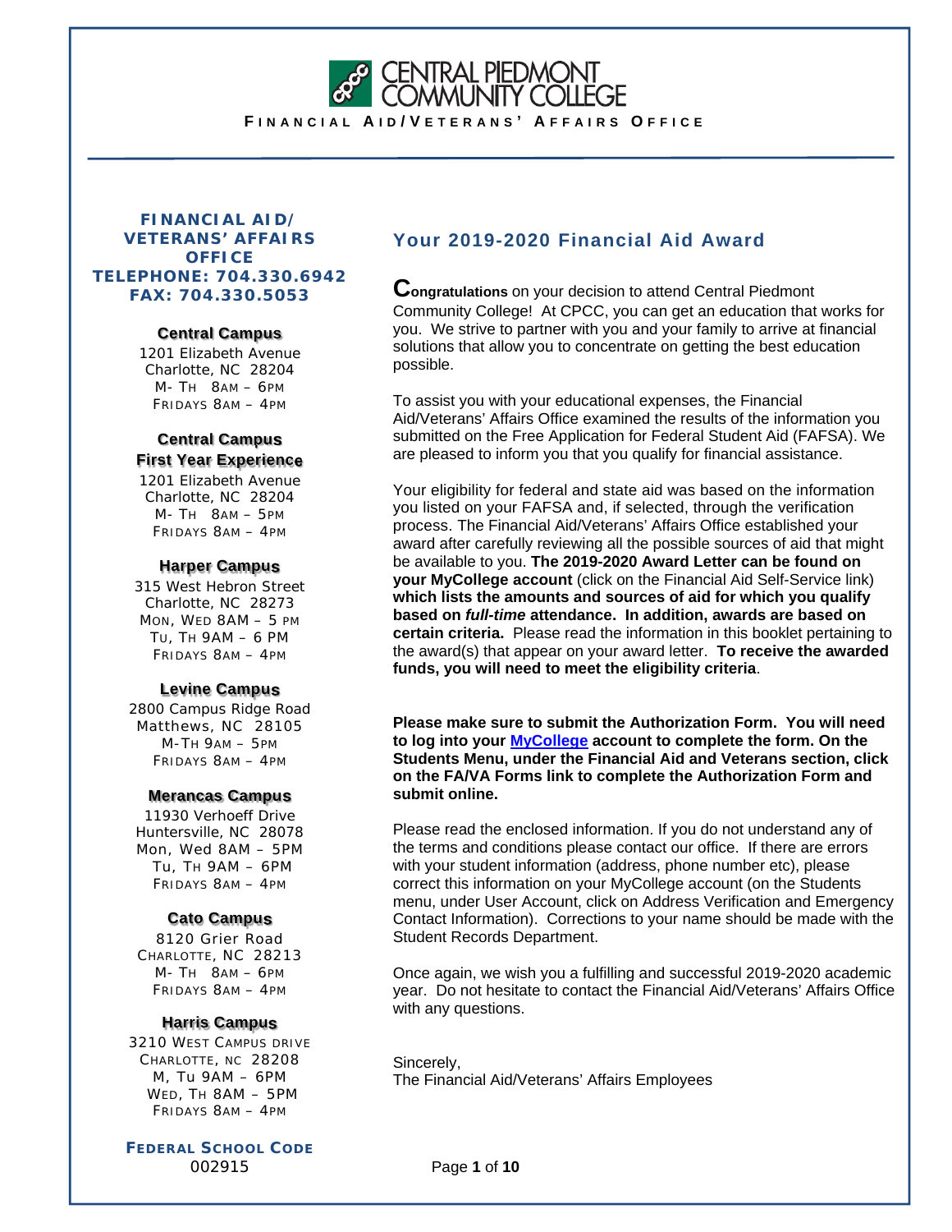# CENTRAL PIEDMONT COMMUNITY COLLEGE

**FINANCIAL AID/VETERANS' AFFAIRS OFFICE**

**FINANCIAL AID/ VETERANS' AFFAIRS OFFICE**
**TELEPHONE: 704.330.6942**
**FAX: 704.330.5053**

**Central Campus**
1201 Elizabeth Avenue
Charlotte, NC 28204
M- TH 8AM – 6PM
FRIDAYS 8AM – 4PM

**Central Campus First Year Experience**
1201 Elizabeth Avenue
Charlotte, NC 28204
M- TH 8AM – 5PM
FRIDAYS 8AM – 4PM

**Harper Campus**
315 West Hebron Street
Charlotte, NC 28273
MON, WED 8AM – 5 PM
TU, TH 9AM – 6 PM
FRIDAYS 8AM – 4PM

**Levine Campus**
2800 Campus Ridge Road
Matthews, NC 28105
M-TH 9AM – 5PM
FRIDAYS 8AM – 4PM

**Merancas Campus**
11930 Verhoeff Drive
Huntersville, NC 28078
Mon, Wed 8AM – 5PM
Tu, TH 9AM – 6PM
FRIDAYS 8AM – 4PM

**Cato Campus**
8120 Grier Road
CHARLOTTE, NC 28213
M- TH 8AM – 6PM
FRIDAYS 8AM – 4PM

**Harris Campus**
3210 WEST CAMPUS DRIVE
CHARLOTTE, NC 28208
M, Tu 9AM – 6PM
WED, TH 8AM – 5PM
FRIDAYS 8AM – 4PM

**FEDERAL SCHOOL CODE**
002915

## Your 2019-2020 Financial Aid Award

**Congratulations** on your decision to attend Central Piedmont Community College! At CPCC, you can get an education that works for you. We strive to partner with you and your family to arrive at financial solutions that allow you to concentrate on getting the best education possible.

To assist you with your educational expenses, the Financial Aid/Veterans' Affairs Office examined the results of the information you submitted on the Free Application for Federal Student Aid (FAFSA). We are pleased to inform you that you qualify for financial assistance.

Your eligibility for federal and state aid was based on the information you listed on your FAFSA and, if selected, through the verification process. The Financial Aid/Veterans' Affairs Office established your award after carefully reviewing all the possible sources of aid that might be available to you. **The 2019-2020 Award Letter can be found on your MyCollege account** (click on the Financial Aid Self-Service link) **which lists the amounts and sources of aid for which you qualify based on *full-time* attendance. In addition, awards are based on certain criteria.** Please read the information in this booklet pertaining to the award(s) that appear on your award letter. **To receive the awarded funds, you will need to meet the eligibility criteria**.

**Please make sure to submit the Authorization Form. You will need to log into your MyCollege account to complete the form. On the Students Menu, under the Financial Aid and Veterans section, click on the FA/VA Forms link to complete the Authorization Form and submit online.**

Please read the enclosed information. If you do not understand any of the terms and conditions please contact our office. If there are errors with your student information (address, phone number etc), please correct this information on your MyCollege account (on the Students menu, under User Account, click on Address Verification and Emergency Contact Information). Corrections to your name should be made with the Student Records Department.

Once again, we wish you a fulfilling and successful 2019-2020 academic year. Do not hesitate to contact the Financial Aid/Veterans' Affairs Office with any questions.

Sincerely,
The Financial Aid/Veterans' Affairs Employees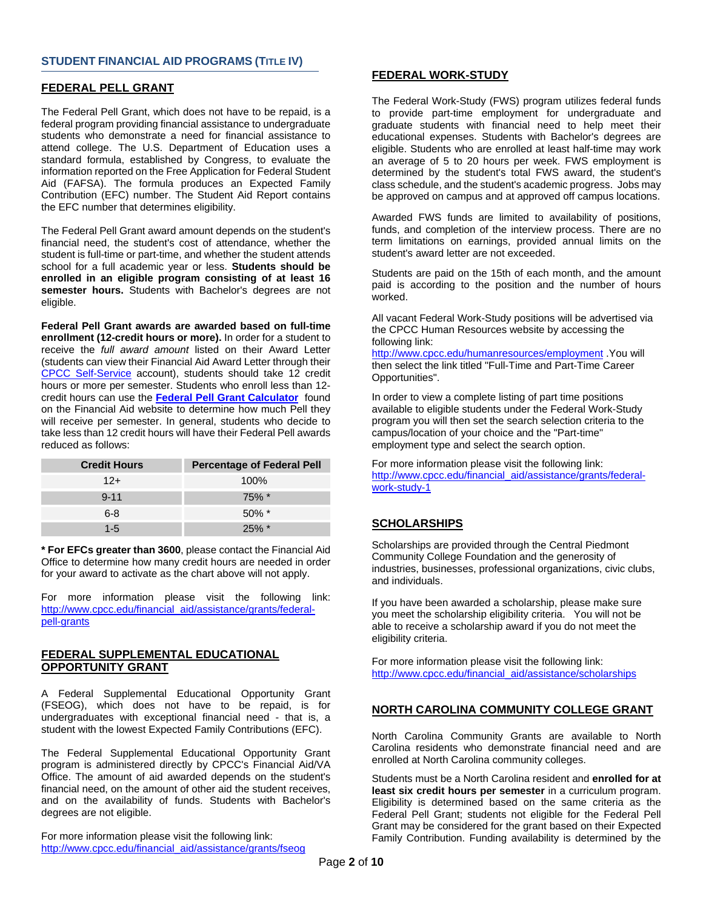## STUDENT FINANCIAL AID PROGRAMS (TITLE IV)

### FEDERAL PELL GRANT

The Federal Pell Grant, which does not have to be repaid, is a federal program providing financial assistance to undergraduate students who demonstrate a need for financial assistance to attend college. The U.S. Department of Education uses a standard formula, established by Congress, to evaluate the information reported on the Free Application for Federal Student Aid (FAFSA). The formula produces an Expected Family Contribution (EFC) number. The Student Aid Report contains the EFC number that determines eligibility.

The Federal Pell Grant award amount depends on the student's financial need, the student's cost of attendance, whether the student is full-time or part-time, and whether the student attends school for a full academic year or less. **Students should be enrolled in an eligible program consisting of at least 16 semester hours.** Students with Bachelor's degrees are not eligible.

**Federal Pell Grant awards are awarded based on full-time enrollment (12-credit hours or more).** In order for a student to receive the *full award amount* listed on their Award Letter (students can view their Financial Aid Award Letter through their CPCC Self-Service account), students should take 12 credit hours or more per semester. Students who enroll less than 12-credit hours can use the **Federal Pell Grant Calculator** found on the Financial Aid website to determine how much Pell they will receive per semester. In general, students who decide to take less than 12 credit hours will have their Federal Pell awards reduced as follows:

| Credit Hours | Percentage of Federal Pell |
|---|---|
| 12+ | 100% |
| 9-11 | 75% * |
| 6-8 | 50% * |
| 1-5 | 25% * |

**\* For EFCs greater than 3600**, please contact the Financial Aid Office to determine how many credit hours are needed in order for your award to activate as the chart above will not apply.

For more information please visit the following link: http://www.cpcc.edu/financial_aid/assistance/grants/federal-pell-grants

### FEDERAL SUPPLEMENTAL EDUCATIONAL OPPORTUNITY GRANT

A Federal Supplemental Educational Opportunity Grant (FSEOG), which does not have to be repaid, is for undergraduates with exceptional financial need - that is, a student with the lowest Expected Family Contributions (EFC).

The Federal Supplemental Educational Opportunity Grant program is administered directly by CPCC's Financial Aid/VA Office. The amount of aid awarded depends on the student's financial need, on the amount of other aid the student receives, and on the availability of funds. Students with Bachelor's degrees are not eligible.

For more information please visit the following link: http://www.cpcc.edu/financial_aid/assistance/grants/fseog

### FEDERAL WORK-STUDY

The Federal Work-Study (FWS) program utilizes federal funds to provide part-time employment for undergraduate and graduate students with financial need to help meet their educational expenses. Students with Bachelor's degrees are eligible. Students who are enrolled at least half-time may work an average of 5 to 20 hours per week. FWS employment is determined by the student's total FWS award, the student's class schedule, and the student's academic progress. Jobs may be approved on campus and at approved off campus locations.

Awarded FWS funds are limited to availability of positions, funds, and completion of the interview process. There are no term limitations on earnings, provided annual limits on the student's award letter are not exceeded.

Students are paid on the 15th of each month, and the amount paid is according to the position and the number of hours worked.

All vacant Federal Work-Study positions will be advertised via the CPCC Human Resources website by accessing the following link: http://www.cpcc.edu/humanresources/employment .You will then select the link titled "Full-Time and Part-Time Career Opportunities".

In order to view a complete listing of part time positions available to eligible students under the Federal Work-Study program you will then set the search selection criteria to the campus/location of your choice and the "Part-time" employment type and select the search option.

For more information please visit the following link: http://www.cpcc.edu/financial_aid/assistance/grants/federal-work-study-1

### SCHOLARSHIPS

Scholarships are provided through the Central Piedmont Community College Foundation and the generosity of industries, businesses, professional organizations, civic clubs, and individuals.

If you have been awarded a scholarship, please make sure you meet the scholarship eligibility criteria. You will not be able to receive a scholarship award if you do not meet the eligibility criteria.

For more information please visit the following link: http://www.cpcc.edu/financial_aid/assistance/scholarships

### NORTH CAROLINA COMMUNITY COLLEGE GRANT

North Carolina Community Grants are available to North Carolina residents who demonstrate financial need and are enrolled at North Carolina community colleges.

Students must be a North Carolina resident and **enrolled for at least six credit hours per semester** in a curriculum program. Eligibility is determined based on the same criteria as the Federal Pell Grant; students not eligible for the Federal Pell Grant may be considered for the grant based on their Expected Family Contribution. Funding availability is determined by the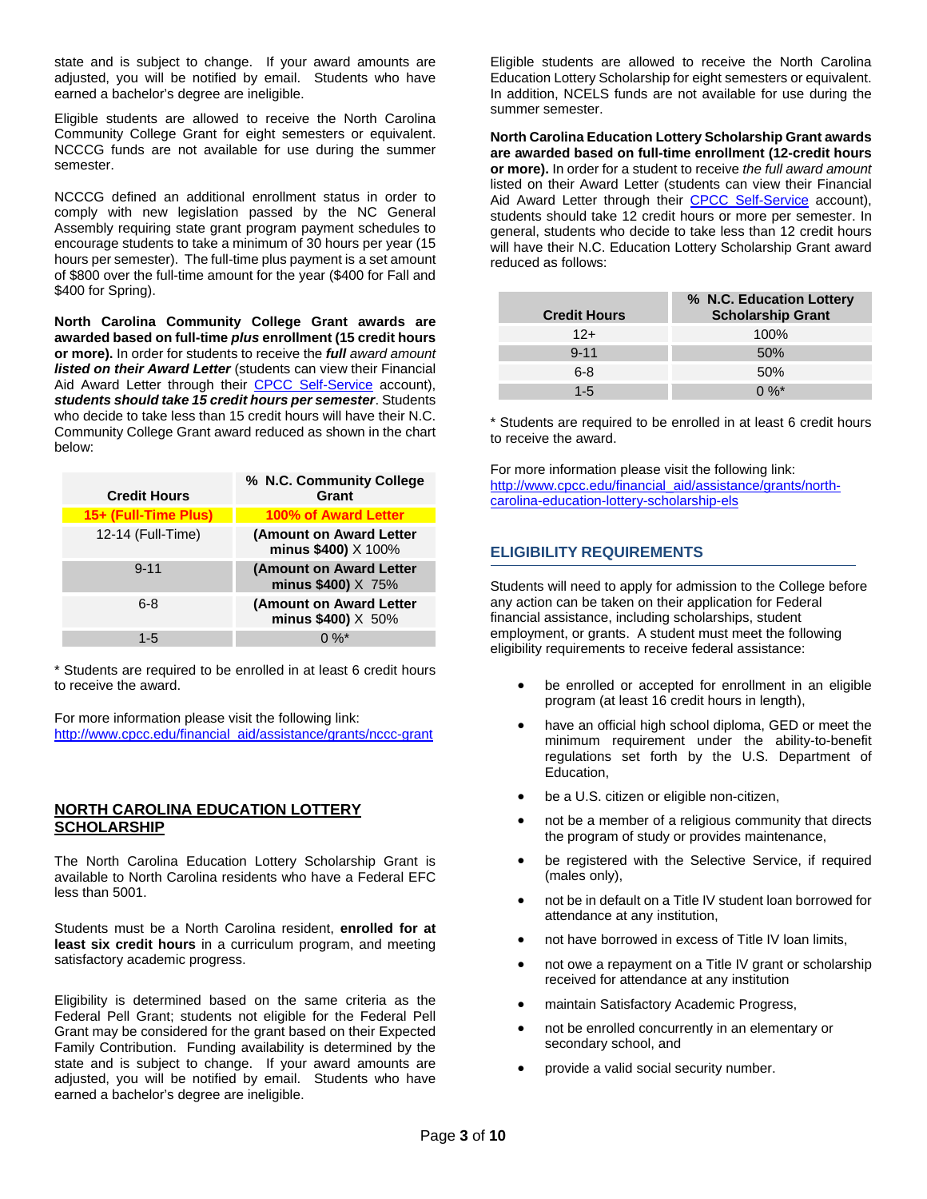state and is subject to change. If your award amounts are adjusted, you will be notified by email. Students who have earned a bachelor's degree are ineligible.

Eligible students are allowed to receive the North Carolina Community College Grant for eight semesters or equivalent. NCCCG funds are not available for use during the summer semester.

NCCCG defined an additional enrollment status in order to comply with new legislation passed by the NC General Assembly requiring state grant program payment schedules to encourage students to take a minimum of 30 hours per year (15 hours per semester). The full-time plus payment is a set amount of $800 over the full-time amount for the year ($400 for Fall and $400 for Spring).

**North Carolina Community College Grant awards are awarded based on full-time *plus* enrollment (15 credit hours or more).** In order for students to receive the ***full** award amount listed on their Award Letter* (students can view their Financial Aid Award Letter through their [CPCC Self-Service](CPCC Self-Service) account), ***students should take 15 credit hours per semester***. Students who decide to take less than 15 credit hours will have their N.C. Community College Grant award reduced as shown in the chart below:

| Credit Hours | % N.C. Community College Grant |
|---|---|
| **15+ (Full-Time Plus)** | **100% of Award Letter** |
| 12-14 (Full-Time) | **(Amount on Award Letter minus $400)** X 100% |
| 9-11 | **(Amount on Award Letter minus $400)** X 75% |
| 6-8 | **(Amount on Award Letter minus $400)** X 50% |
| 1-5 | 0 %* |

\* Students are required to be enrolled in at least 6 credit hours to receive the award.

For more information please visit the following link:
http://www.cpcc.edu/financial_aid/assistance/grants/nccc-grant

## NORTH CAROLINA EDUCATION LOTTERY SCHOLARSHIP

The North Carolina Education Lottery Scholarship Grant is available to North Carolina residents who have a Federal EFC less than 5001.

Students must be a North Carolina resident, **enrolled for at least six credit hours** in a curriculum program, and meeting satisfactory academic progress.

Eligibility is determined based on the same criteria as the Federal Pell Grant; students not eligible for the Federal Pell Grant may be considered for the grant based on their Expected Family Contribution. Funding availability is determined by the state and is subject to change. If your award amounts are adjusted, you will be notified by email. Students who have earned a bachelor's degree are ineligible.

Eligible students are allowed to receive the North Carolina Education Lottery Scholarship for eight semesters or equivalent. In addition, NCELS funds are not available for use during the summer semester.

**North Carolina Education Lottery Scholarship Grant awards are awarded based on full-time enrollment (12-credit hours or more).** In order for a student to receive *the full award amount* listed on their Award Letter (students can view their Financial Aid Award Letter through their [CPCC Self-Service](CPCC Self-Service) account), students should take 12 credit hours or more per semester. In general, students who decide to take less than 12 credit hours will have their N.C. Education Lottery Scholarship Grant award reduced as follows:

| Credit Hours | % N.C. Education Lottery Scholarship Grant |
|---|---|
| 12+ | 100% |
| 9-11 | 50% |
| 6-8 | 50% |
| 1-5 | 0 %* |

\* Students are required to be enrolled in at least 6 credit hours to receive the award.

For more information please visit the following link:
http://www.cpcc.edu/financial_aid/assistance/grants/north-carolina-education-lottery-scholarship-els

## ELIGIBILITY REQUIREMENTS

Students will need to apply for admission to the College before any action can be taken on their application for Federal financial assistance, including scholarships, student employment, or grants. A student must meet the following eligibility requirements to receive federal assistance:

- be enrolled or accepted for enrollment in an eligible program (at least 16 credit hours in length),
- have an official high school diploma, GED or meet the minimum requirement under the ability-to-benefit regulations set forth by the U.S. Department of Education,
- be a U.S. citizen or eligible non-citizen,
- not be a member of a religious community that directs the program of study or provides maintenance,
- be registered with the Selective Service, if required (males only),
- not be in default on a Title IV student loan borrowed for attendance at any institution,
- not have borrowed in excess of Title IV loan limits,
- not owe a repayment on a Title IV grant or scholarship received for attendance at any institution
- maintain Satisfactory Academic Progress,
- not be enrolled concurrently in an elementary or secondary school, and
- provide a valid social security number.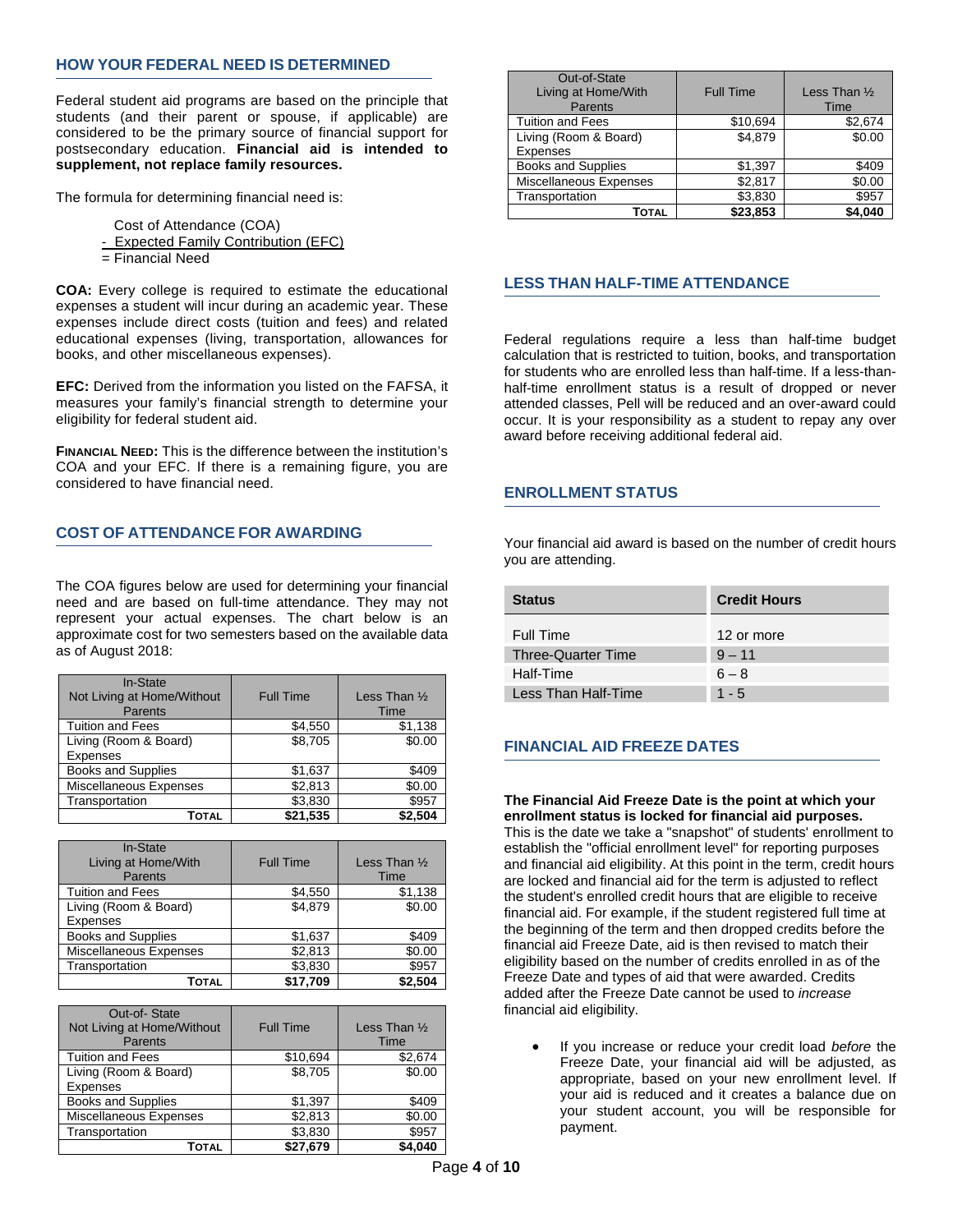## HOW YOUR FEDERAL NEED IS DETERMINED

Federal student aid programs are based on the principle that students (and their parent or spouse, if applicable) are considered to be the primary source of financial support for postsecondary education. **Financial aid is intended to supplement, not replace family resources.**

The formula for determining financial need is:

Cost of Attendance (COA)
- Expected Family Contribution (EFC)
= Financial Need

**COA:** Every college is required to estimate the educational expenses a student will incur during an academic year. These expenses include direct costs (tuition and fees) and related educational expenses (living, transportation, allowances for books, and other miscellaneous expenses).

**EFC:** Derived from the information you listed on the FAFSA, it measures your family's financial strength to determine your eligibility for federal student aid.

**FINANCIAL NEED:** This is the difference between the institution's COA and your EFC. If there is a remaining figure, you are considered to have financial need.

## COST OF ATTENDANCE FOR AWARDING

The COA figures below are used for determining your financial need and are based on full-time attendance. They may not represent your actual expenses. The chart below is an approximate cost for two semesters based on the available data as of August 2018:

| In-State Not Living at Home/Without Parents | Full Time | Less Than ½ Time |
|---|---|---|
| Tuition and Fees | $4,550 | $1,138 |
| Living (Room & Board) Expenses | $8,705 | $0.00 |
| Books and Supplies | $1,637 | $409 |
| Miscellaneous Expenses | $2,813 | $0.00 |
| Transportation | $3,830 | $957 |
| **TOTAL** | **$21,535** | **$2,504** |

| In-State Living at Home/With Parents | Full Time | Less Than ½ Time |
|---|---|---|
| Tuition and Fees | $4,550 | $1,138 |
| Living (Room & Board) Expenses | $4,879 | $0.00 |
| Books and Supplies | $1,637 | $409 |
| Miscellaneous Expenses | $2,813 | $0.00 |
| Transportation | $3,830 | $957 |
| **TOTAL** | **$17,709** | **$2,504** |

| Out-of- State Not Living at Home/Without Parents | Full Time | Less Than ½ Time |
|---|---|---|
| Tuition and Fees | $10,694 | $2,674 |
| Living (Room & Board) Expenses | $8,705 | $0.00 |
| Books and Supplies | $1,397 | $409 |
| Miscellaneous Expenses | $2,813 | $0.00 |
| Transportation | $3,830 | $957 |
| **TOTAL** | **$27,679** | **$4,040** |

| Out-of-State Living at Home/With Parents | Full Time | Less Than ½ Time |
|---|---|---|
| Tuition and Fees | $10,694 | $2,674 |
| Living (Room & Board) Expenses | $4,879 | $0.00 |
| Books and Supplies | $1,397 | $409 |
| Miscellaneous Expenses | $2,817 | $0.00 |
| Transportation | $3,830 | $957 |
| **TOTAL** | **$23,853** | **$4,040** |

## LESS THAN HALF-TIME ATTENDANCE

Federal regulations require a less than half-time budget calculation that is restricted to tuition, books, and transportation for students who are enrolled less than half-time. If a less-than-half-time enrollment status is a result of dropped or never attended classes, Pell will be reduced and an over-award could occur. It is your responsibility as a student to repay any over award before receiving additional federal aid.

## ENROLLMENT STATUS

Your financial aid award is based on the number of credit hours you are attending.

| Status | Credit Hours |
|---|---|
| Full Time | 12 or more |
| Three-Quarter Time | 9 – 11 |
| Half-Time | 6 – 8 |
| Less Than Half-Time | 1 - 5 |

## FINANCIAL AID FREEZE DATES

**The Financial Aid Freeze Date is the point at which your enrollment status is locked for financial aid purposes.** This is the date we take a "snapshot" of students' enrollment to establish the "official enrollment level" for reporting purposes and financial aid eligibility. At this point in the term, credit hours are locked and financial aid for the term is adjusted to reflect the student's enrolled credit hours that are eligible to receive financial aid. For example, if the student registered full time at the beginning of the term and then dropped credits before the financial aid Freeze Date, aid is then revised to match their eligibility based on the number of credits enrolled in as of the Freeze Date and types of aid that were awarded. Credits added after the Freeze Date cannot be used to *increase* financial aid eligibility.

- If you increase or reduce your credit load *before* the Freeze Date, your financial aid will be adjusted, as appropriate, based on your new enrollment level. If your aid is reduced and it creates a balance due on your student account, you will be responsible for payment.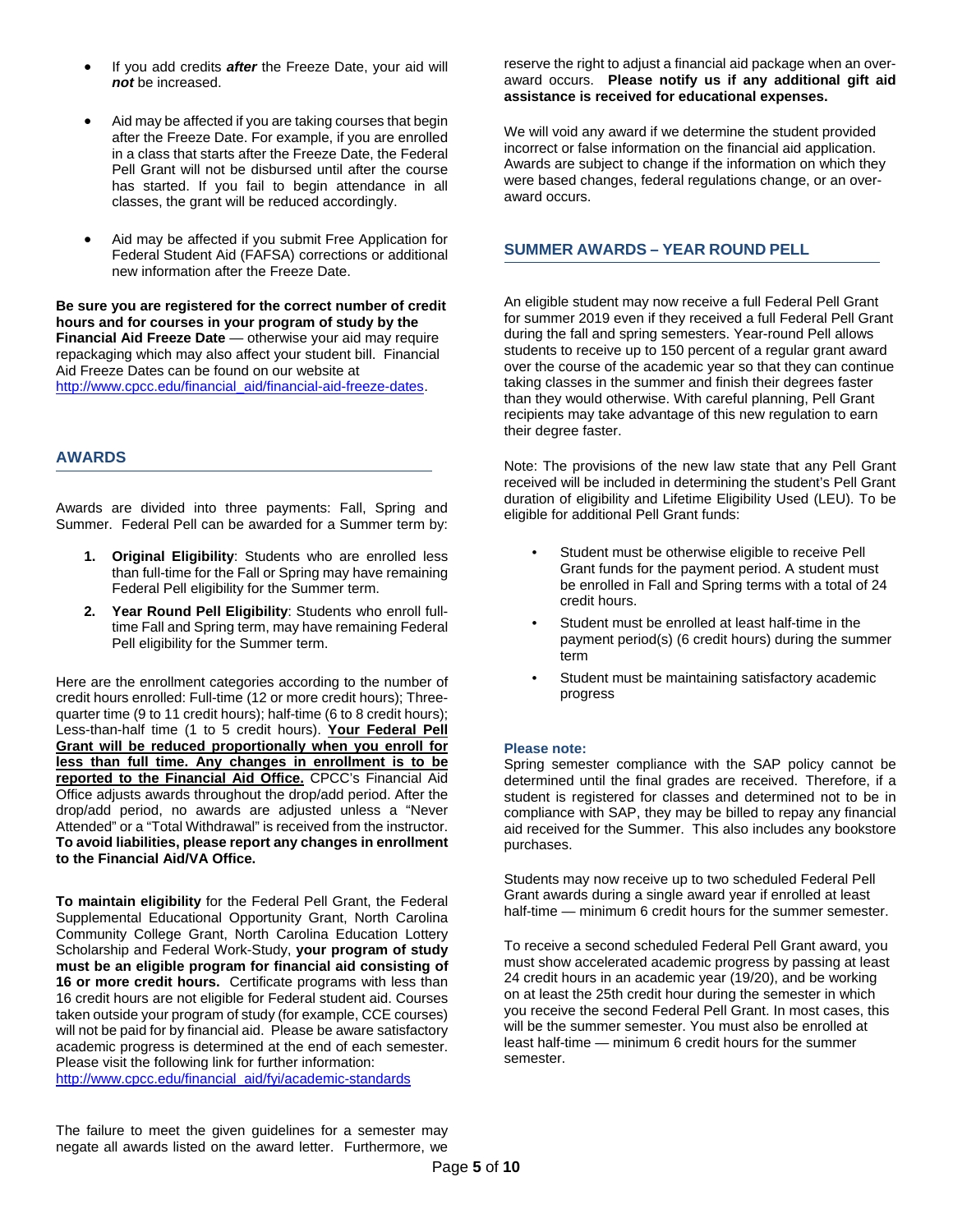- If you add credits ***after*** the Freeze Date, your aid will ***not*** be increased.

- Aid may be affected if you are taking courses that begin after the Freeze Date. For example, if you are enrolled in a class that starts after the Freeze Date, the Federal Pell Grant will not be disbursed until after the course has started. If you fail to begin attendance in all classes, the grant will be reduced accordingly.

- Aid may be affected if you submit Free Application for Federal Student Aid (FAFSA) corrections or additional new information after the Freeze Date.

**Be sure you are registered for the correct number of credit hours and for courses in your program of study by the Financial Aid Freeze Date** — otherwise your aid may require repackaging which may also affect your student bill. Financial Aid Freeze Dates can be found on our website at http://www.cpcc.edu/financial_aid/financial-aid-freeze-dates.

## AWARDS

Awards are divided into three payments: Fall, Spring and Summer. Federal Pell can be awarded for a Summer term by:

1. **Original Eligibility**: Students who are enrolled less than full-time for the Fall or Spring may have remaining Federal Pell eligibility for the Summer term.
2. **Year Round Pell Eligibility**: Students who enroll full-time Fall and Spring term, may have remaining Federal Pell eligibility for the Summer term.

Here are the enrollment categories according to the number of credit hours enrolled: Full-time (12 or more credit hours); Three-quarter time (9 to 11 credit hours); half-time (6 to 8 credit hours); Less-than-half time (1 to 5 credit hours). **Your Federal Pell Grant will be reduced proportionally when you enroll for less than full time. Any changes in enrollment is to be reported to the Financial Aid Office.** CPCC's Financial Aid Office adjusts awards throughout the drop/add period. After the drop/add period, no awards are adjusted unless a "Never Attended" or a "Total Withdrawal" is received from the instructor. **To avoid liabilities, please report any changes in enrollment to the Financial Aid/VA Office.**

**To maintain eligibility** for the Federal Pell Grant, the Federal Supplemental Educational Opportunity Grant, North Carolina Community College Grant, North Carolina Education Lottery Scholarship and Federal Work-Study, **your program of study must be an eligible program for financial aid consisting of 16 or more credit hours.** Certificate programs with less than 16 credit hours are not eligible for Federal student aid. Courses taken outside your program of study (for example, CCE courses) will not be paid for by financial aid. Please be aware satisfactory academic progress is determined at the end of each semester. Please visit the following link for further information: http://www.cpcc.edu/financial_aid/fyi/academic-standards

The failure to meet the given guidelines for a semester may negate all awards listed on the award letter. Furthermore, we reserve the right to adjust a financial aid package when an over-award occurs. **Please notify us if any additional gift aid assistance is received for educational expenses.**

We will void any award if we determine the student provided incorrect or false information on the financial aid application. Awards are subject to change if the information on which they were based changes, federal regulations change, or an over-award occurs.

## SUMMER AWARDS – YEAR ROUND PELL

An eligible student may now receive a full Federal Pell Grant for summer 2019 even if they received a full Federal Pell Grant during the fall and spring semesters. Year-round Pell allows students to receive up to 150 percent of a regular grant award over the course of the academic year so that they can continue taking classes in the summer and finish their degrees faster than they would otherwise. With careful planning, Pell Grant recipients may take advantage of this new regulation to earn their degree faster.

Note: The provisions of the new law state that any Pell Grant received will be included in determining the student's Pell Grant duration of eligibility and Lifetime Eligibility Used (LEU). To be eligible for additional Pell Grant funds:

- Student must be otherwise eligible to receive Pell Grant funds for the payment period. A student must be enrolled in Fall and Spring terms with a total of 24 credit hours.
- Student must be enrolled at least half-time in the payment period(s) (6 credit hours) during the summer term
- Student must be maintaining satisfactory academic progress

**Please note:**
Spring semester compliance with the SAP policy cannot be determined until the final grades are received. Therefore, if a student is registered for classes and determined not to be in compliance with SAP, they may be billed to repay any financial aid received for the Summer. This also includes any bookstore purchases.

Students may now receive up to two scheduled Federal Pell Grant awards during a single award year if enrolled at least half-time — minimum 6 credit hours for the summer semester.

To receive a second scheduled Federal Pell Grant award, you must show accelerated academic progress by passing at least 24 credit hours in an academic year (19/20), and be working on at least the 25th credit hour during the semester in which you receive the second Federal Pell Grant. In most cases, this will be the summer semester. You must also be enrolled at least half-time — minimum 6 credit hours for the summer semester.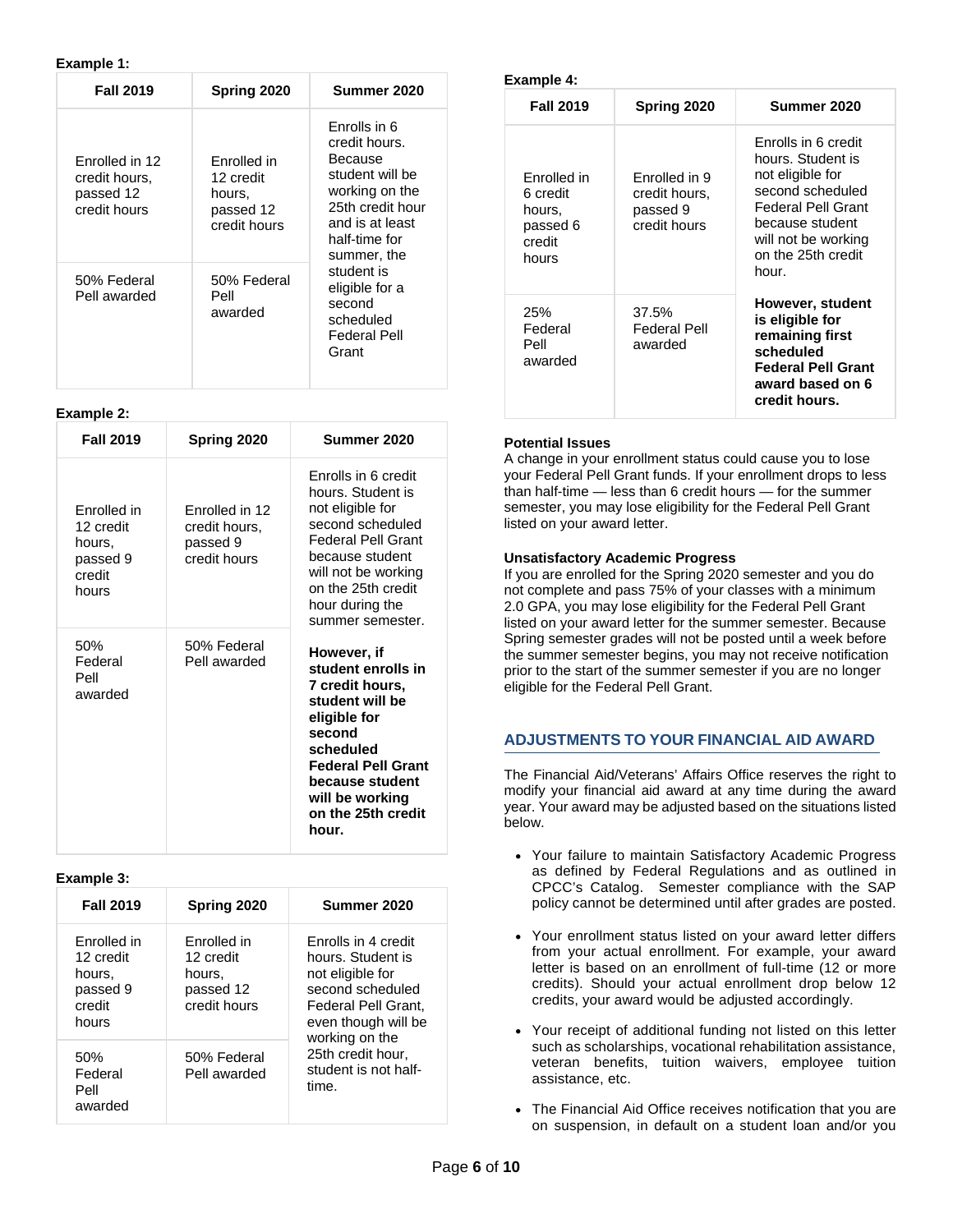**Example 1:**

| Fall 2019 | Spring 2020 | Summer 2020 |
| --- | --- | --- |
| Enrolled in 12 credit hours, passed 12 credit hours | Enrolled in 12 credit hours, passed 12 credit hours | Enrolls in 6 credit hours. Because student will be working on the 25th credit hour and is at least half-time for summer, the student is eligible for a second scheduled Federal Pell Grant |
| 50% Federal Pell awarded | 50% Federal Pell awarded | |

**Example 2:**

| Fall 2019 | Spring 2020 | Summer 2020 |
| --- | --- | --- |
| Enrolled in 12 credit hours, passed 9 credit hours | Enrolled in 12 credit hours, passed 9 credit hours | Enrolls in 6 credit hours. Student is not eligible for second scheduled Federal Pell Grant because student will not be working on the 25th credit hour during the summer semester. |
| 50% Federal Pell awarded | 50% Federal Pell awarded | **However, if student enrolls in 7 credit hours, student will be eligible for second scheduled Federal Pell Grant because student will be working on the 25th credit hour.** |

**Example 3:**

| Fall 2019 | Spring 2020 | Summer 2020 |
| --- | --- | --- |
| Enrolled in 12 credit hours, passed 9 credit hours | Enrolled in 12 credit hours, passed 12 credit hours | Enrolls in 4 credit hours. Student is not eligible for second scheduled Federal Pell Grant, even though will be working on the 25th credit hour, student is not half-time. |
| 50% Federal Pell awarded | 50% Federal Pell awarded | |

**Example 4:**

| Fall 2019 | Spring 2020 | Summer 2020 |
| --- | --- | --- |
| Enrolled in 6 credit hours, passed 6 credit hours | Enrolled in 9 credit hours, passed 9 credit hours | Enrolls in 6 credit hours. Student is not eligible for second scheduled Federal Pell Grant because student will not be working on the 25th credit hour. |
| 25% Federal Pell awarded | 37.5% Federal Pell awarded | **However, student is eligible for remaining first scheduled Federal Pell Grant award based on 6 credit hours.** |

**Potential Issues**
A change in your enrollment status could cause you to lose your Federal Pell Grant funds. If your enrollment drops to less than half-time — less than 6 credit hours — for the summer semester, you may lose eligibility for the Federal Pell Grant listed on your award letter.

**Unsatisfactory Academic Progress**
If you are enrolled for the Spring 2020 semester and you do not complete and pass 75% of your classes with a minimum 2.0 GPA, you may lose eligibility for the Federal Pell Grant listed on your award letter for the summer semester. Because Spring semester grades will not be posted until a week before the summer semester begins, you may not receive notification prior to the start of the summer semester if you are no longer eligible for the Federal Pell Grant.

## ADJUSTMENTS TO YOUR FINANCIAL AID AWARD

The Financial Aid/Veterans' Affairs Office reserves the right to modify your financial aid award at any time during the award year. Your award may be adjusted based on the situations listed below.

- Your failure to maintain Satisfactory Academic Progress as defined by Federal Regulations and as outlined in CPCC's Catalog. Semester compliance with the SAP policy cannot be determined until after grades are posted.
- Your enrollment status listed on your award letter differs from your actual enrollment. For example, your award letter is based on an enrollment of full-time (12 or more credits). Should your actual enrollment drop below 12 credits, your award would be adjusted accordingly.
- Your receipt of additional funding not listed on this letter such as scholarships, vocational rehabilitation assistance, veteran benefits, tuition waivers, employee tuition assistance, etc.
- The Financial Aid Office receives notification that you are on suspension, in default on a student loan and/or you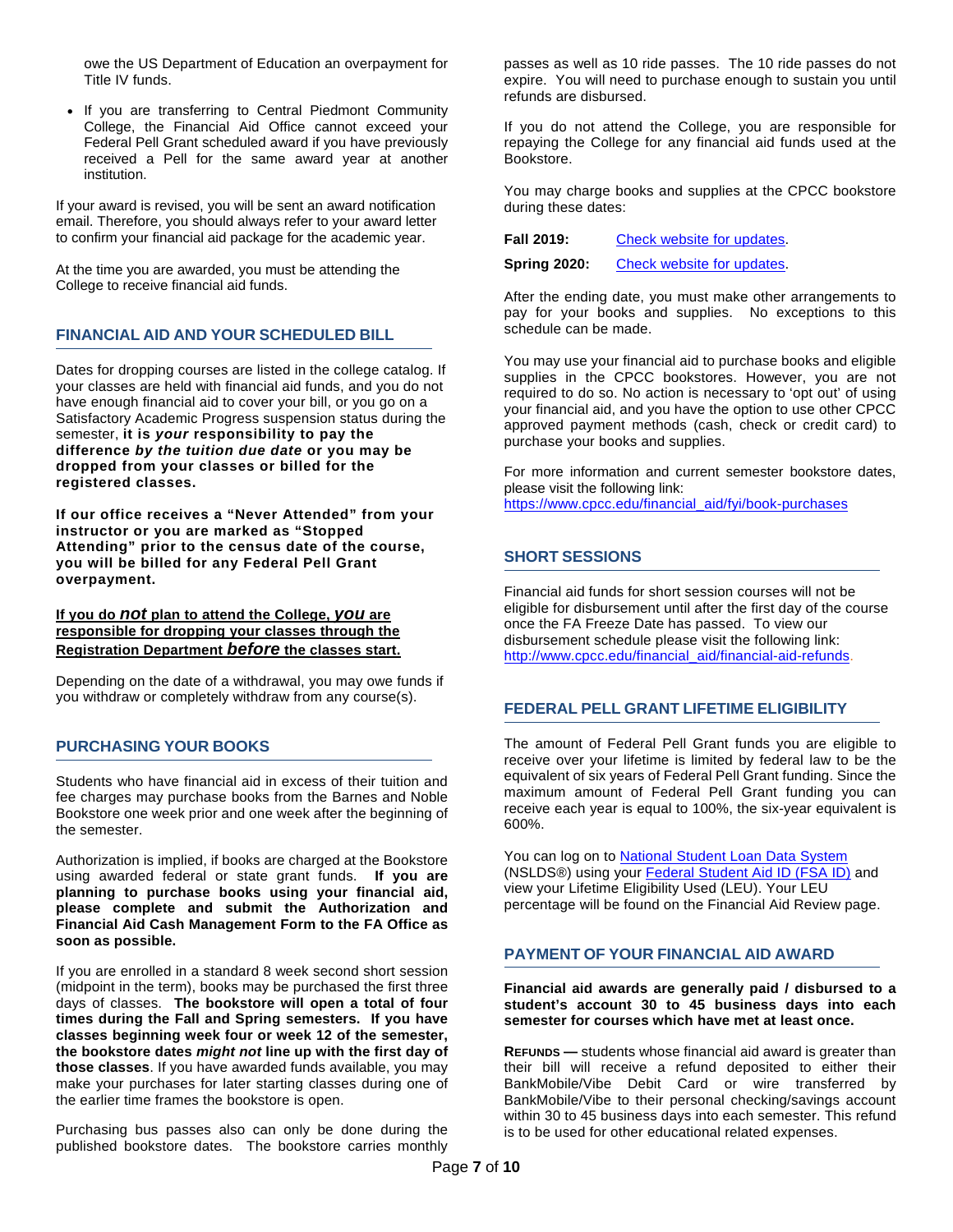owe the US Department of Education an overpayment for Title IV funds.

- If you are transferring to Central Piedmont Community College, the Financial Aid Office cannot exceed your Federal Pell Grant scheduled award if you have previously received a Pell for the same award year at another institution.

If your award is revised, you will be sent an award notification email. Therefore, you should always refer to your award letter to confirm your financial aid package for the academic year.

At the time you are awarded, you must be attending the College to receive financial aid funds.

## FINANCIAL AID AND YOUR SCHEDULED BILL

Dates for dropping courses are listed in the college catalog. If your classes are held with financial aid funds, and you do not have enough financial aid to cover your bill, or you go on a Satisfactory Academic Progress suspension status during the semester, **it is *your* responsibility to pay the difference *by the tuition due date* or you may be dropped from your classes or billed for the registered classes.**

**If our office receives a "Never Attended" from your instructor or you are marked as "Stopped Attending" prior to the census date of the course, you will be billed for any Federal Pell Grant overpayment.**

**If you do *not* plan to attend the College, *you* are responsible for dropping your classes through the Registration Department *before* the classes start.**

Depending on the date of a withdrawal, you may owe funds if you withdraw or completely withdraw from any course(s).

## PURCHASING YOUR BOOKS

Students who have financial aid in excess of their tuition and fee charges may purchase books from the Barnes and Noble Bookstore one week prior and one week after the beginning of the semester.

Authorization is implied, if books are charged at the Bookstore using awarded federal or state grant funds. **If you are planning to purchase books using your financial aid, please complete and submit the Authorization and Financial Aid Cash Management Form to the FA Office as soon as possible.**

If you are enrolled in a standard 8 week second short session (midpoint in the term), books may be purchased the first three days of classes. **The bookstore will open a total of four times during the Fall and Spring semesters. If you have classes beginning week four or week 12 of the semester, the bookstore dates *might not* line up with the first day of those classes**. If you have awarded funds available, you may make your purchases for later starting classes during one of the earlier time frames the bookstore is open.

Purchasing bus passes also can only be done during the published bookstore dates. The bookstore carries monthly passes as well as 10 ride passes. The 10 ride passes do not expire. You will need to purchase enough to sustain you until refunds are disbursed.

If you do not attend the College, you are responsible for repaying the College for any financial aid funds used at the Bookstore.

You may charge books and supplies at the CPCC bookstore during these dates:

**Fall 2019:** Check website for updates.

**Spring 2020:** Check website for updates.

After the ending date, you must make other arrangements to pay for your books and supplies. No exceptions to this schedule can be made.

You may use your financial aid to purchase books and eligible supplies in the CPCC bookstores. However, you are not required to do so. No action is necessary to 'opt out' of using your financial aid, and you have the option to use other CPCC approved payment methods (cash, check or credit card) to purchase your books and supplies.

For more information and current semester bookstore dates, please visit the following link: https://www.cpcc.edu/financial_aid/fyi/book-purchases

## SHORT SESSIONS

Financial aid funds for short session courses will not be eligible for disbursement until after the first day of the course once the FA Freeze Date has passed. To view our disbursement schedule please visit the following link: http://www.cpcc.edu/financial_aid/financial-aid-refunds.

## FEDERAL PELL GRANT LIFETIME ELIGIBILITY

The amount of Federal Pell Grant funds you are eligible to receive over your lifetime is limited by federal law to be the equivalent of six years of Federal Pell Grant funding. Since the maximum amount of Federal Pell Grant funding you can receive each year is equal to 100%, the six-year equivalent is 600%.

You can log on to National Student Loan Data System (NSLDS®) using your Federal Student Aid ID (FSA ID) and view your Lifetime Eligibility Used (LEU). Your LEU percentage will be found on the Financial Aid Review page.

## PAYMENT OF YOUR FINANCIAL AID AWARD

**Financial aid awards are generally paid / disbursed to a student's account 30 to 45 business days into each semester for courses which have met at least once.**

**REFUNDS —** students whose financial aid award is greater than their bill will receive a refund deposited to either their BankMobile/Vibe Debit Card or wire transferred by BankMobile/Vibe to their personal checking/savings account within 30 to 45 business days into each semester. This refund is to be used for other educational related expenses.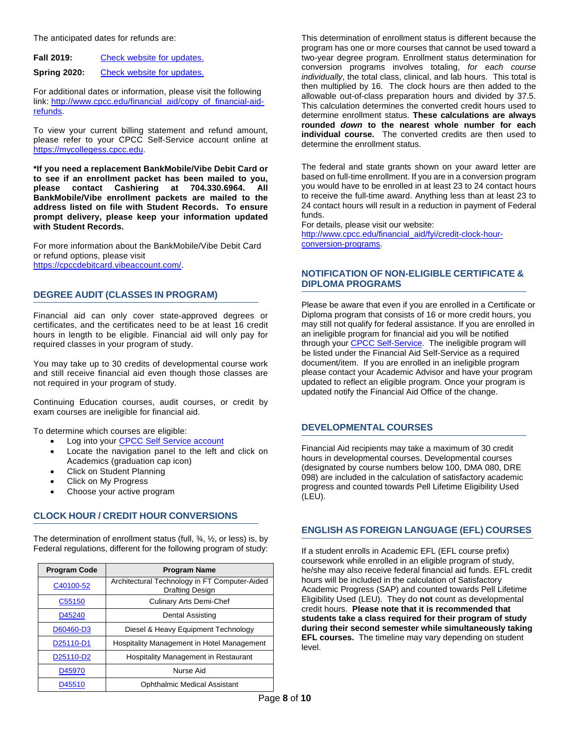The anticipated dates for refunds are:

**Fall 2019:** Check website for updates.

**Spring 2020:** Check website for updates.

For additional dates or information, please visit the following link: http://www.cpcc.edu/financial_aid/copy_of_financial-aid-refunds.

To view your current billing statement and refund amount, please refer to your CPCC Self-Service account online at https://mycollegess.cpcc.edu.

**\*If you need a replacement BankMobile/Vibe Debit Card or to see if an enrollment packet has been mailed to you, please contact Cashiering at 704.330.6964. All BankMobile/Vibe enrollment packets are mailed to the address listed on file with Student Records. To ensure prompt delivery, please keep your information updated with Student Records.**

For more information about the BankMobile/Vibe Debit Card or refund options, please visit https://cpccdebitcard.vibeaccount.com/.

## DEGREE AUDIT (CLASSES IN PROGRAM)

Financial aid can only cover state-approved degrees or certificates, and the certificates need to be at least 16 credit hours in length to be eligible. Financial aid will only pay for required classes in your program of study.

You may take up to 30 credits of developmental course work and still receive financial aid even though those classes are not required in your program of study.

Continuing Education courses, audit courses, or credit by exam courses are ineligible for financial aid.

To determine which courses are eligible:

- Log into your CPCC Self Service account
- Locate the navigation panel to the left and click on Academics (graduation cap icon)
- Click on Student Planning
- Click on My Progress
- Choose your active program

## CLOCK HOUR / CREDIT HOUR CONVERSIONS

The determination of enrollment status (full, ¾, ½, or less) is, by Federal regulations, different for the following program of study:

| Program Code | Program Name |
|---|---|
| C40100-52 | Architectural Technology in FT Computer-Aided Drafting Design |
| C55150 | Culinary Arts Demi-Chef |
| D45240 | Dental Assisting |
| D60460-D3 | Diesel & Heavy Equipment Technology |
| D25110-D1 | Hospitality Management in Hotel Management |
| D25110-D2 | Hospitality Management in Restaurant |
| D45970 | Nurse Aid |
| D45510 | Ophthalmic Medical Assistant |

This determination of enrollment status is different because the program has one or more courses that cannot be used toward a two-year degree program. Enrollment status determination for conversion programs involves totaling, *for each course individually*, the total class, clinical, and lab hours. This total is then multiplied by 16. The clock hours are then added to the allowable out-of-class preparation hours and divided by 37.5. This calculation determines the converted credit hours used to determine enrollment status. **These calculations are always rounded *down* to the nearest whole number for each individual course.** The converted credits are then used to determine the enrollment status.

The federal and state grants shown on your award letter are based on full-time enrollment. If you are in a conversion program you would have to be enrolled in at least 23 to 24 contact hours to receive the full-time award. Anything less than at least 23 to 24 contact hours will result in a reduction in payment of Federal funds.

For details, please visit our website: http://www.cpcc.edu/financial_aid/fyi/credit-clock-hour-conversion-programs.

## NOTIFICATION OF NON-ELIGIBLE CERTIFICATE & DIPLOMA PROGRAMS

Please be aware that even if you are enrolled in a Certificate or Diploma program that consists of 16 or more credit hours, you may still not qualify for federal assistance. If you are enrolled in an ineligible program for financial aid you will be notified through your CPCC Self-Service. The ineligible program will be listed under the Financial Aid Self-Service as a required document/item. If you are enrolled in an ineligible program please contact your Academic Advisor and have your program updated to reflect an eligible program. Once your program is updated notify the Financial Aid Office of the change.

## DEVELOPMENTAL COURSES

Financial Aid recipients may take a maximum of 30 credit hours in developmental courses. Developmental courses (designated by course numbers below 100, DMA 080, DRE 098) are included in the calculation of satisfactory academic progress and counted towards Pell Lifetime Eligibility Used (LEU).

## ENGLISH AS FOREIGN LANGUAGE (EFL) COURSES

If a student enrolls in Academic EFL (EFL course prefix) coursework while enrolled in an eligible program of study, he/she may also receive federal financial aid funds. EFL credit hours will be included in the calculation of Satisfactory Academic Progress (SAP) and counted towards Pell Lifetime Eligibility Used (LEU). They do **not** count as developmental credit hours. **Please note that it is recommended that students take a class required for their program of study during their second semester while simultaneously taking EFL courses.** The timeline may vary depending on student level.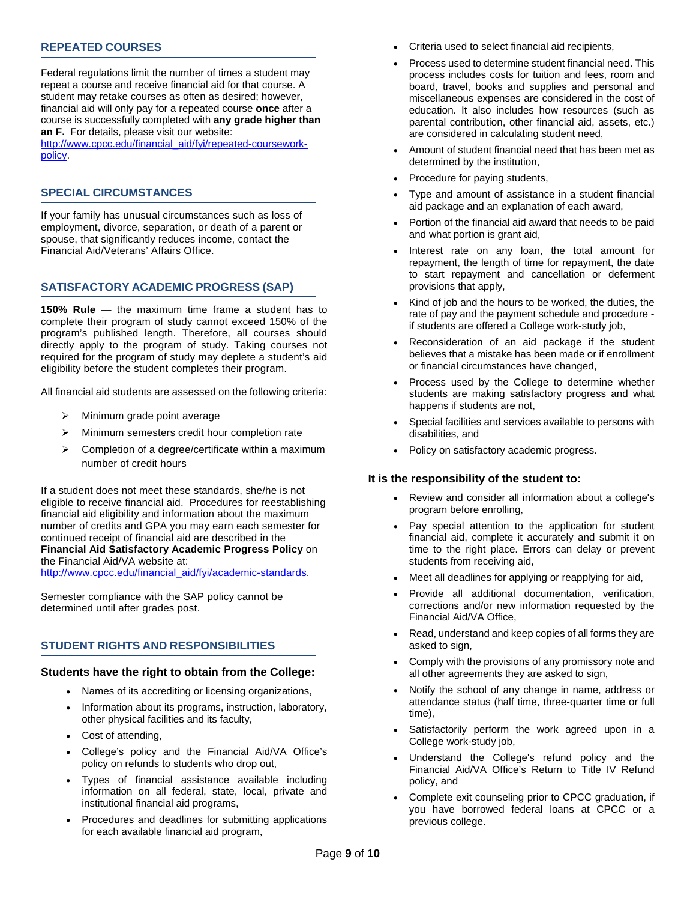## REPEATED COURSES

Federal regulations limit the number of times a student may repeat a course and receive financial aid for that course. A student may retake courses as often as desired; however, financial aid will only pay for a repeated course **once** after a course is successfully completed with **any grade higher than an F.** For details, please visit our website: [http://www.cpcc.edu/financial_aid/fyi/repeated-coursework-policy](http://www.cpcc.edu/financial_aid/fyi/repeated-coursework-policy).

## SPECIAL CIRCUMSTANCES

If your family has unusual circumstances such as loss of employment, divorce, separation, or death of a parent or spouse, that significantly reduces income, contact the Financial Aid/Veterans' Affairs Office.

## SATISFACTORY ACADEMIC PROGRESS (SAP)

**150% Rule** — the maximum time frame a student has to complete their program of study cannot exceed 150% of the program's published length. Therefore, all courses should directly apply to the program of study. Taking courses not required for the program of study may deplete a student's aid eligibility before the student completes their program.

All financial aid students are assessed on the following criteria:

- Minimum grade point average
- Minimum semesters credit hour completion rate
- Completion of a degree/certificate within a maximum number of credit hours

If a student does not meet these standards, she/he is not eligible to receive financial aid. Procedures for reestablishing financial aid eligibility and information about the maximum number of credits and GPA you may earn each semester for continued receipt of financial aid are described in the **Financial Aid Satisfactory Academic Progress Policy** on the Financial Aid/VA website at: [http://www.cpcc.edu/financial_aid/fyi/academic-standards](http://www.cpcc.edu/financial_aid/fyi/academic-standards).

Semester compliance with the SAP policy cannot be determined until after grades post.

## STUDENT RIGHTS AND RESPONSIBILITIES

### Students have the right to obtain from the College:

- Names of its accrediting or licensing organizations,
- Information about its programs, instruction, laboratory, other physical facilities and its faculty,
- Cost of attending,
- College's policy and the Financial Aid/VA Office's policy on refunds to students who drop out,
- Types of financial assistance available including information on all federal, state, local, private and institutional financial aid programs,
- Procedures and deadlines for submitting applications for each available financial aid program,
- Criteria used to select financial aid recipients,
- Process used to determine student financial need. This process includes costs for tuition and fees, room and board, travel, books and supplies and personal and miscellaneous expenses are considered in the cost of education. It also includes how resources (such as parental contribution, other financial aid, assets, etc.) are considered in calculating student need,
- Amount of student financial need that has been met as determined by the institution,
- Procedure for paying students,
- Type and amount of assistance in a student financial aid package and an explanation of each award,
- Portion of the financial aid award that needs to be paid and what portion is grant aid,
- Interest rate on any loan, the total amount for repayment, the length of time for repayment, the date to start repayment and cancellation or deferment provisions that apply,
- Kind of job and the hours to be worked, the duties, the rate of pay and the payment schedule and procedure - if students are offered a College work-study job,
- Reconsideration of an aid package if the student believes that a mistake has been made or if enrollment or financial circumstances have changed,
- Process used by the College to determine whether students are making satisfactory progress and what happens if students are not,
- Special facilities and services available to persons with disabilities, and
- Policy on satisfactory academic progress.

### It is the responsibility of the student to:

- Review and consider all information about a college's program before enrolling,
- Pay special attention to the application for student financial aid, complete it accurately and submit it on time to the right place. Errors can delay or prevent students from receiving aid,
- Meet all deadlines for applying or reapplying for aid,
- Provide all additional documentation, verification, corrections and/or new information requested by the Financial Aid/VA Office,
- Read, understand and keep copies of all forms they are asked to sign,
- Comply with the provisions of any promissory note and all other agreements they are asked to sign,
- Notify the school of any change in name, address or attendance status (half time, three-quarter time or full time),
- Satisfactorily perform the work agreed upon in a College work-study job,
- Understand the College's refund policy and the Financial Aid/VA Office's Return to Title IV Refund policy, and
- Complete exit counseling prior to CPCC graduation, if you have borrowed federal loans at CPCC or a previous college.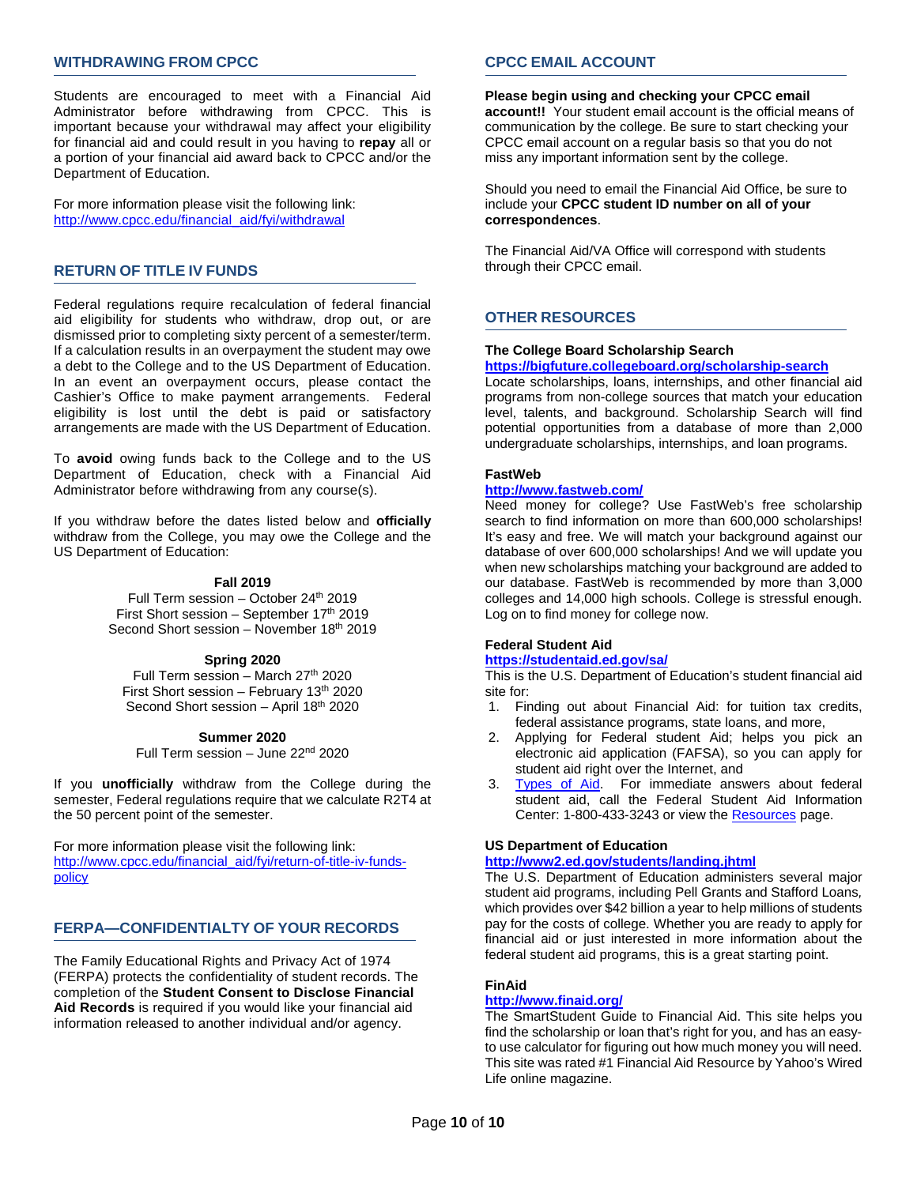## WITHDRAWING FROM CPCC

Students are encouraged to meet with a Financial Aid Administrator before withdrawing from CPCC. This is important because your withdrawal may affect your eligibility for financial aid and could result in you having to **repay** all or a portion of your financial aid award back to CPCC and/or the Department of Education.

For more information please visit the following link:
http://www.cpcc.edu/financial_aid/fyi/withdrawal

## RETURN OF TITLE IV FUNDS

Federal regulations require recalculation of federal financial aid eligibility for students who withdraw, drop out, or are dismissed prior to completing sixty percent of a semester/term. If a calculation results in an overpayment the student may owe a debt to the College and to the US Department of Education. In an event an overpayment occurs, please contact the Cashier's Office to make payment arrangements. Federal eligibility is lost until the debt is paid or satisfactory arrangements are made with the US Department of Education.

To **avoid** owing funds back to the College and to the US Department of Education, check with a Financial Aid Administrator before withdrawing from any course(s).

If you withdraw before the dates listed below and **officially** withdraw from the College, you may owe the College and the US Department of Education:

**Fall 2019**
Full Term session – October 24th 2019
First Short session – September 17th 2019
Second Short session – November 18th 2019

**Spring 2020**
Full Term session – March 27th 2020
First Short session – February 13th 2020
Second Short session – April 18th 2020

**Summer 2020**
Full Term session – June 22nd 2020

If you **unofficially** withdraw from the College during the semester, Federal regulations require that we calculate R2T4 at the 50 percent point of the semester.

For more information please visit the following link:
http://www.cpcc.edu/financial_aid/fyi/return-of-title-iv-funds-policy

## FERPA—CONFIDENTIALTY OF YOUR RECORDS

The Family Educational Rights and Privacy Act of 1974 (FERPA) protects the confidentiality of student records. The completion of the **Student Consent to Disclose Financial Aid Records** is required if you would like your financial aid information released to another individual and/or agency.

## CPCC EMAIL ACCOUNT

**Please begin using and checking your CPCC email account!!** Your student email account is the official means of communication by the college. Be sure to start checking your CPCC email account on a regular basis so that you do not miss any important information sent by the college.

Should you need to email the Financial Aid Office, be sure to include your **CPCC student ID number on all of your correspondences**.

The Financial Aid/VA Office will correspond with students through their CPCC email.

## OTHER RESOURCES

**The College Board Scholarship Search**
**https://bigfuture.collegeboard.org/scholarship-search**
Locate scholarships, loans, internships, and other financial aid programs from non-college sources that match your education level, talents, and background. Scholarship Search will find potential opportunities from a database of more than 2,000 undergraduate scholarships, internships, and loan programs.

**FastWeb**
**http://www.fastweb.com/**
Need money for college? Use FastWeb's free scholarship search to find information on more than 600,000 scholarships! It's easy and free. We will match your background against our database of over 600,000 scholarships! And we will update you when new scholarships matching your background are added to our database. FastWeb is recommended by more than 3,000 colleges and 14,000 high schools. College is stressful enough. Log on to find money for college now.

**Federal Student Aid**
**https://studentaid.ed.gov/sa/**
This is the U.S. Department of Education's student financial aid site for:

1. Finding out about Financial Aid: for tuition tax credits, federal assistance programs, state loans, and more,
2. Applying for Federal student Aid; helps you pick an electronic aid application (FAFSA), so you can apply for student aid right over the Internet, and
3. Types of Aid. For immediate answers about federal student aid, call the Federal Student Aid Information Center: 1-800-433-3243 or view the Resources page.

**US Department of Education**
**http://www2.ed.gov/students/landing.jhtml**
The U.S. Department of Education administers several major student aid programs, including Pell Grants and Stafford Loans, which provides over $42 billion a year to help millions of students pay for the costs of college. Whether you are ready to apply for financial aid or just interested in more information about the federal student aid programs, this is a great starting point.

**FinAid**
**http://www.finaid.org/**
The SmartStudent Guide to Financial Aid. This site helps you find the scholarship or loan that's right for you, and has an easy-to use calculator for figuring out how much money you will need. This site was rated #1 Financial Aid Resource by Yahoo's Wired Life online magazine.